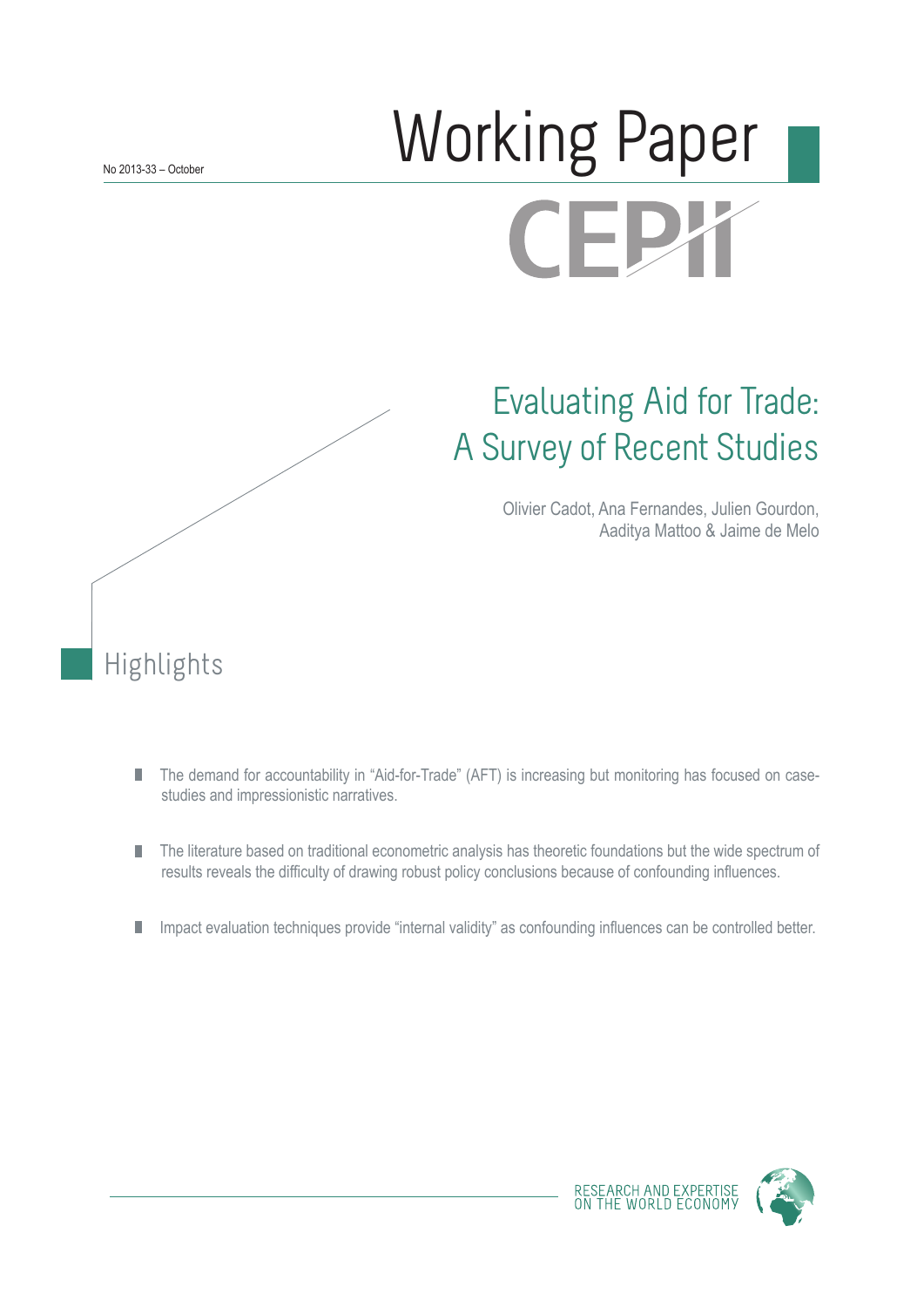No 2013-33 – October

# Working Paper

CEPII

## Evaluating Aid for Trade: A Survey of Recent Studies

Olivier Cadot, Ana Fernandes, Julien Gourdon, Aaditya Mattoo & Jaime de Melo

## Highlights

- The demand for accountability in "Aid-for-Trade" (AFT) is increasing but monitoring has focused on case-studies and impressionistic narratives.
- The literature based on traditional econometric analysis has theoretic foundations but the wide spectrum of results reveals the difficulty of drawing robust policy conclusions because of confounding influences.
- Impact evaluation techniques provide "internal validity" as confounding influences can be controlled better.

RESEARCH AND EXPERTISE ON THE WORLD ECONOMY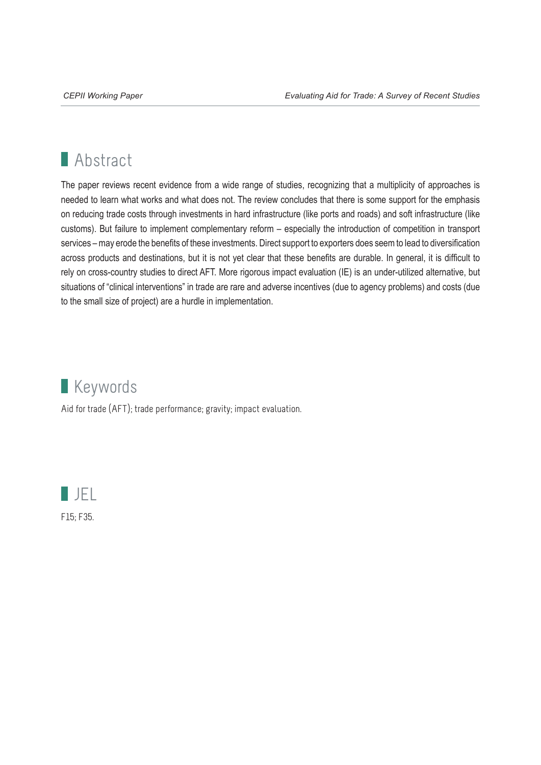## Abstract

The paper reviews recent evidence from a wide range of studies, recognizing that a multiplicity of approaches is needed to learn what works and what does not. The review concludes that there is some support for the emphasis on reducing trade costs through investments in hard infrastructure (like ports and roads) and soft infrastructure (like customs). But failure to implement complementary reform – especially the introduction of competition in transport services – may erode the benefits of these investments. Direct support to exporters does seem to lead to diversification across products and destinations, but it is not yet clear that these benefits are durable. In general, it is difficult to rely on cross-country studies to direct AFT. More rigorous impact evaluation (IE) is an under-utilized alternative, but situations of "clinical interventions" in trade are rare and adverse incentives (due to agency problems) and costs (due to the small size of project) are a hurdle in implementation.

## Keywords

Aid for trade (AFT); trade performance; gravity; impact evaluation.

## JEL

F15; F35.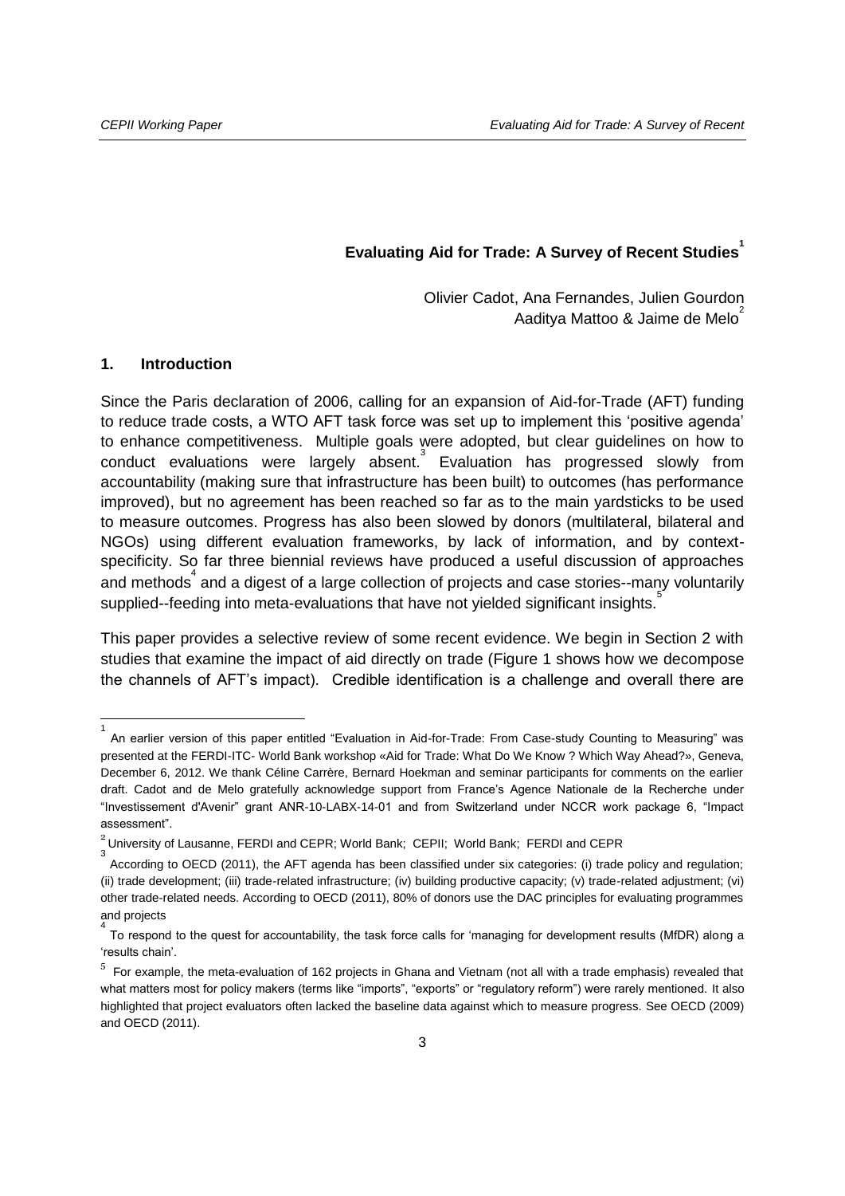# Evaluating Aid for Trade: A Survey of Recent Studies[1]

Olivier Cadot, Ana Fernandes, Julien Gourdon
Aaditya Mattoo & Jaime de Melo[2]

## 1. Introduction

Since the Paris declaration of 2006, calling for an expansion of Aid-for-Trade (AFT) funding to reduce trade costs, a WTO AFT task force was set up to implement this 'positive agenda' to enhance competitiveness. Multiple goals were adopted, but clear guidelines on how to conduct evaluations were largely absent.[3] Evaluation has progressed slowly from accountability (making sure that infrastructure has been built) to outcomes (has performance improved), but no agreement has been reached so far as to the main yardsticks to be used to measure outcomes. Progress has also been slowed by donors (multilateral, bilateral and NGOs) using different evaluation frameworks, by lack of information, and by context-specificity. So far three biennial reviews have produced a useful discussion of approaches and methods[4] and a digest of a large collection of projects and case stories--many voluntarily supplied--feeding into meta-evaluations that have not yielded significant insights.[5]

This paper provides a selective review of some recent evidence. We begin in Section 2 with studies that examine the impact of aid directly on trade (Figure 1 shows how we decompose the channels of AFT's impact). Credible identification is a challenge and overall there are

---

[1] An earlier version of this paper entitled "Evaluation in Aid-for-Trade: From Case-study Counting to Measuring" was presented at the FERDI-ITC- World Bank workshop «Aid for Trade: What Do We Know ? Which Way Ahead?», Geneva, December 6, 2012. We thank Céline Carrère, Bernard Hoekman and seminar participants for comments on the earlier draft. Cadot and de Melo gratefully acknowledge support from France's Agence Nationale de la Recherche under "Investissement d'Avenir" grant ANR-10-LABX-14-01 and from Switzerland under NCCR work package 6, "Impact assessment".

[2] University of Lausanne, FERDI and CEPR; World Bank; CEPII; World Bank; FERDI and CEPR

[3] According to OECD (2011), the AFT agenda has been classified under six categories: (i) trade policy and regulation; (ii) trade development; (iii) trade-related infrastructure; (iv) building productive capacity; (v) trade-related adjustment; (vi) other trade-related needs. According to OECD (2011), 80% of donors use the DAC principles for evaluating programmes and projects

[4] To respond to the quest for accountability, the task force calls for 'managing for development results (MfDR) along a 'results chain'.

[5] For example, the meta-evaluation of 162 projects in Ghana and Vietnam (not all with a trade emphasis) revealed that what matters most for policy makers (terms like "imports", "exports" or "regulatory reform") were rarely mentioned. It also highlighted that project evaluators often lacked the baseline data against which to measure progress. See OECD (2009) and OECD (2011).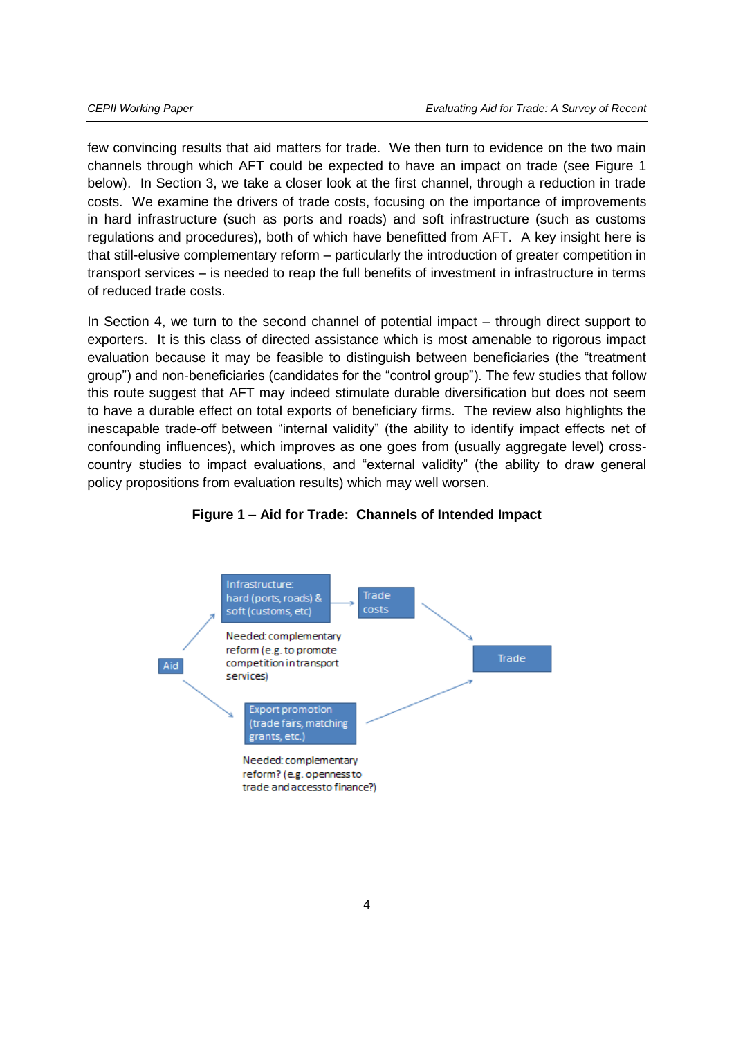few convincing results that aid matters for trade. We then turn to evidence on the two main channels through which AFT could be expected to have an impact on trade (see Figure 1 below). In Section 3, we take a closer look at the first channel, through a reduction in trade costs. We examine the drivers of trade costs, focusing on the importance of improvements in hard infrastructure (such as ports and roads) and soft infrastructure (such as customs regulations and procedures), both of which have benefitted from AFT. A key insight here is that still-elusive complementary reform – particularly the introduction of greater competition in transport services – is needed to reap the full benefits of investment in infrastructure in terms of reduced trade costs.

In Section 4, we turn to the second channel of potential impact – through direct support to exporters. It is this class of directed assistance which is most amenable to rigorous impact evaluation because it may be feasible to distinguish between beneficiaries (the "treatment group") and non-beneficiaries (candidates for the "control group"). The few studies that follow this route suggest that AFT may indeed stimulate durable diversification but does not seem to have a durable effect on total exports of beneficiary firms. The review also highlights the inescapable trade-off between "internal validity" (the ability to identify impact effects net of confounding influences), which improves as one goes from (usually aggregate level) cross-country studies to impact evaluations, and "external validity" (the ability to draw general policy propositions from evaluation results) which may well worsen.

**Figure 1 – Aid for Trade: Channels of Intended Impact**

Aid

Infrastructure: hard (ports, roads) & soft (customs, etc)

Needed: complementary reform (e.g. to promote competition in transport services)

Trade costs

Export promotion (trade fairs, matching grants, etc.)

Needed: complementary reform? (e.g. openness to trade and access to finance?)

Trade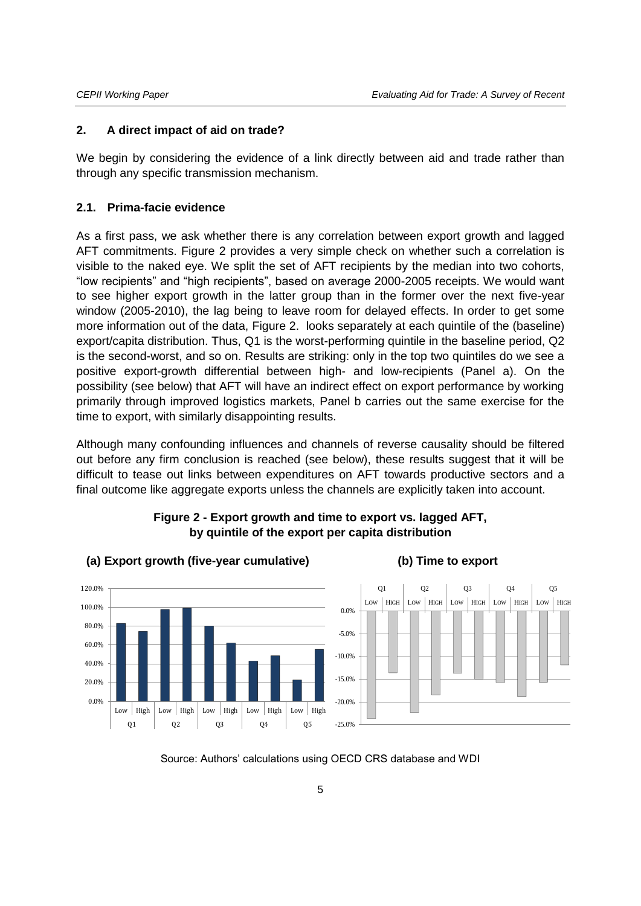## 2. A direct impact of aid on trade?

We begin by considering the evidence of a link directly between aid and trade rather than through any specific transmission mechanism.

### 2.1. Prima-facie evidence

As a first pass, we ask whether there is any correlation between export growth and lagged AFT commitments. Figure 2 provides a very simple check on whether such a correlation is visible to the naked eye. We split the set of AFT recipients by the median into two cohorts, "low recipients" and "high recipients", based on average 2000-2005 receipts. We would want to see higher export growth in the latter group than in the former over the next five-year window (2005-2010), the lag being to leave room for delayed effects. In order to get some more information out of the data, Figure 2. looks separately at each quintile of the (baseline) export/capita distribution. Thus, Q1 is the worst-performing quintile in the baseline period, Q2 is the second-worst, and so on. Results are striking: only in the top two quintiles do we see a positive export-growth differential between high- and low-recipients (Panel a). On the possibility (see below) that AFT will have an indirect effect on export performance by working primarily through improved logistics markets, Panel b carries out the same exercise for the time to export, with similarly disappointing results.

Although many confounding influences and channels of reverse causality should be filtered out before any firm conclusion is reached (see below), these results suggest that it will be difficult to tease out links between expenditures on AFT towards productive sectors and a final outcome like aggregate exports unless the channels are explicitly taken into account.

**Figure 2 - Export growth and time to export vs. lagged AFT, by quintile of the export per capita distribution**

**(a) Export growth (five-year cumulative)**

**(b) Time to export**

Source: Authors' calculations using OECD CRS database and WDI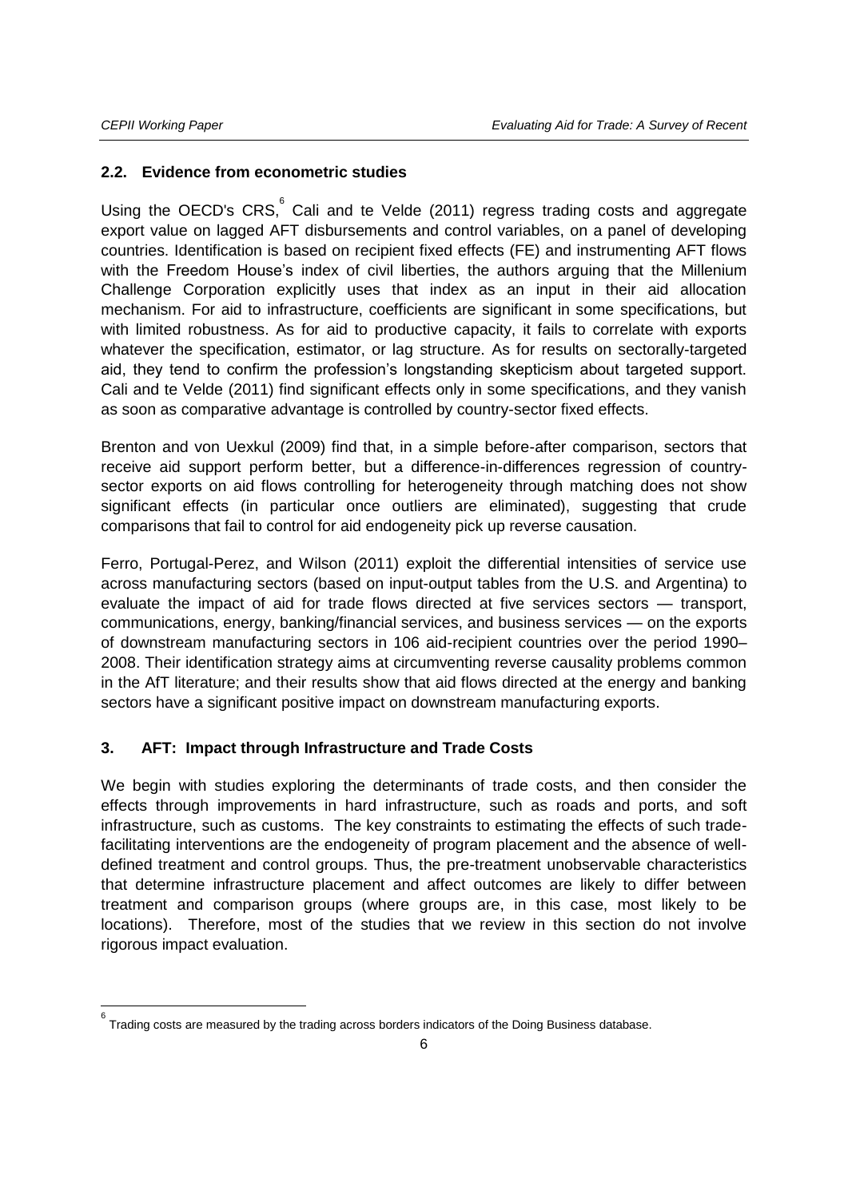## 2.2. Evidence from econometric studies

Using the OECD's CRS,[6] Cali and te Velde (2011) regress trading costs and aggregate export value on lagged AFT disbursements and control variables, on a panel of developing countries. Identification is based on recipient fixed effects (FE) and instrumenting AFT flows with the Freedom House's index of civil liberties, the authors arguing that the Millenium Challenge Corporation explicitly uses that index as an input in their aid allocation mechanism. For aid to infrastructure, coefficients are significant in some specifications, but with limited robustness. As for aid to productive capacity, it fails to correlate with exports whatever the specification, estimator, or lag structure. As for results on sectorally-targeted aid, they tend to confirm the profession's longstanding skepticism about targeted support. Cali and te Velde (2011) find significant effects only in some specifications, and they vanish as soon as comparative advantage is controlled by country-sector fixed effects.

Brenton and von Uexkul (2009) find that, in a simple before-after comparison, sectors that receive aid support perform better, but a difference-in-differences regression of country-sector exports on aid flows controlling for heterogeneity through matching does not show significant effects (in particular once outliers are eliminated), suggesting that crude comparisons that fail to control for aid endogeneity pick up reverse causation.

Ferro, Portugal-Perez, and Wilson (2011) exploit the differential intensities of service use across manufacturing sectors (based on input-output tables from the U.S. and Argentina) to evaluate the impact of aid for trade flows directed at five services sectors — transport, communications, energy, banking/financial services, and business services — on the exports of downstream manufacturing sectors in 106 aid-recipient countries over the period 1990–2008. Their identification strategy aims at circumventing reverse causality problems common in the AfT literature; and their results show that aid flows directed at the energy and banking sectors have a significant positive impact on downstream manufacturing exports.

## 3. AFT: Impact through Infrastructure and Trade Costs

We begin with studies exploring the determinants of trade costs, and then consider the effects through improvements in hard infrastructure, such as roads and ports, and soft infrastructure, such as customs. The key constraints to estimating the effects of such trade-facilitating interventions are the endogeneity of program placement and the absence of well-defined treatment and control groups. Thus, the pre-treatment unobservable characteristics that determine infrastructure placement and affect outcomes are likely to differ between treatment and comparison groups (where groups are, in this case, most likely to be locations). Therefore, most of the studies that we review in this section do not involve rigorous impact evaluation.

[6] Trading costs are measured by the trading across borders indicators of the Doing Business database.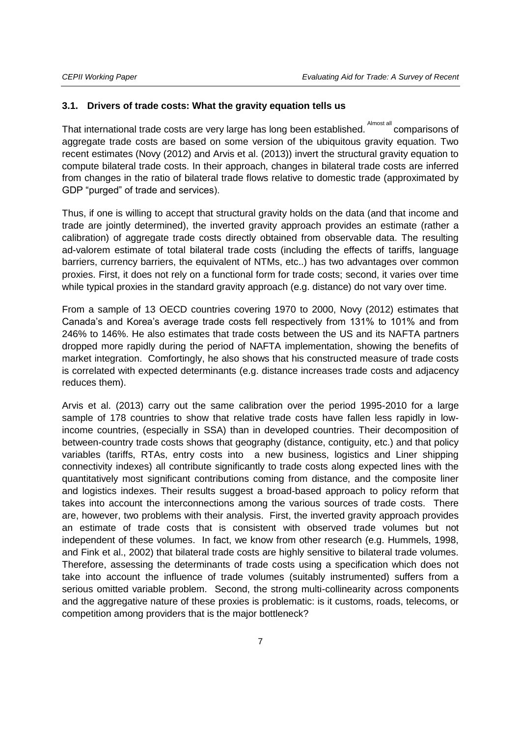### 3.1. Drivers of trade costs: What the gravity equation tells us

That international trade costs are very large has long been established. Almost all comparisons of aggregate trade costs are based on some version of the ubiquitous gravity equation. Two recent estimates (Novy (2012) and Arvis et al. (2013)) invert the structural gravity equation to compute bilateral trade costs. In their approach, changes in bilateral trade costs are inferred from changes in the ratio of bilateral trade flows relative to domestic trade (approximated by GDP "purged" of trade and services).

Thus, if one is willing to accept that structural gravity holds on the data (and that income and trade are jointly determined), the inverted gravity approach provides an estimate (rather a calibration) of aggregate trade costs directly obtained from observable data. The resulting ad-valorem estimate of total bilateral trade costs (including the effects of tariffs, language barriers, currency barriers, the equivalent of NTMs, etc..) has two advantages over common proxies. First, it does not rely on a functional form for trade costs; second, it varies over time while typical proxies in the standard gravity approach (e.g. distance) do not vary over time.

From a sample of 13 OECD countries covering 1970 to 2000, Novy (2012) estimates that Canada's and Korea's average trade costs fell respectively from 131% to 101% and from 246% to 146%. He also estimates that trade costs between the US and its NAFTA partners dropped more rapidly during the period of NAFTA implementation, showing the benefits of market integration. Comfortingly, he also shows that his constructed measure of trade costs is correlated with expected determinants (e.g. distance increases trade costs and adjacency reduces them).

Arvis et al. (2013) carry out the same calibration over the period 1995-2010 for a large sample of 178 countries to show that relative trade costs have fallen less rapidly in low-income countries, (especially in SSA) than in developed countries. Their decomposition of between-country trade costs shows that geography (distance, contiguity, etc.) and that policy variables (tariffs, RTAs, entry costs into a new business, logistics and Liner shipping connectivity indexes) all contribute significantly to trade costs along expected lines with the quantitatively most significant contributions coming from distance, and the composite liner and logistics indexes. Their results suggest a broad-based approach to policy reform that takes into account the interconnections among the various sources of trade costs. There are, however, two problems with their analysis. First, the inverted gravity approach provides an estimate of trade costs that is consistent with observed trade volumes but not independent of these volumes. In fact, we know from other research (e.g. Hummels, 1998, and Fink et al., 2002) that bilateral trade costs are highly sensitive to bilateral trade volumes. Therefore, assessing the determinants of trade costs using a specification which does not take into account the influence of trade volumes (suitably instrumented) suffers from a serious omitted variable problem. Second, the strong multi-collinearity across components and the aggregative nature of these proxies is problematic: is it customs, roads, telecoms, or competition among providers that is the major bottleneck?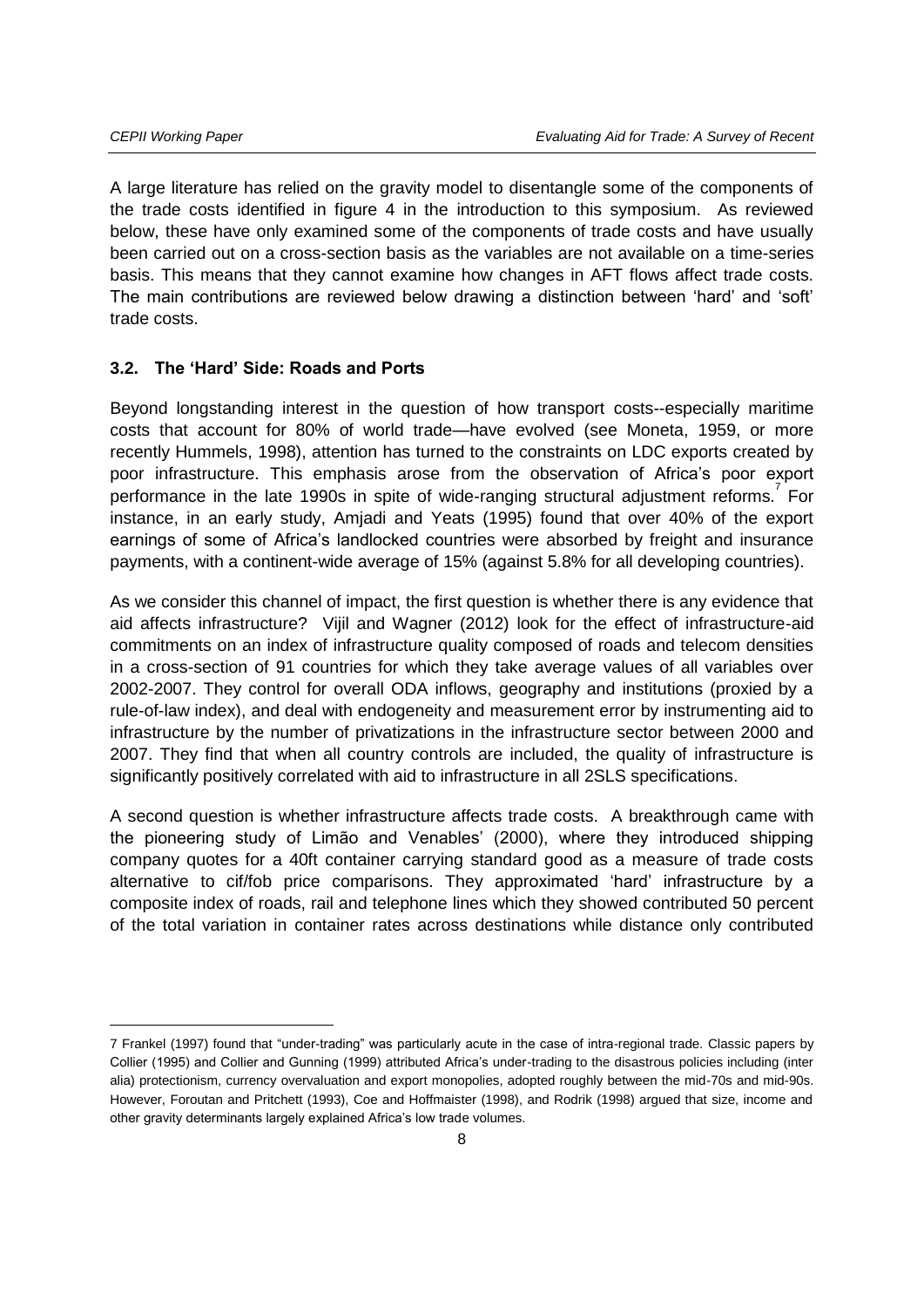A large literature has relied on the gravity model to disentangle some of the components of the trade costs identified in figure 4 in the introduction to this symposium. As reviewed below, these have only examined some of the components of trade costs and have usually been carried out on a cross-section basis as the variables are not available on a time-series basis. This means that they cannot examine how changes in AFT flows affect trade costs. The main contributions are reviewed below drawing a distinction between 'hard' and 'soft' trade costs.

### 3.2. The 'Hard' Side: Roads and Ports

Beyond longstanding interest in the question of how transport costs--especially maritime costs that account for 80% of world trade—have evolved (see Moneta, 1959, or more recently Hummels, 1998), attention has turned to the constraints on LDC exports created by poor infrastructure. This emphasis arose from the observation of Africa's poor export performance in the late 1990s in spite of wide-ranging structural adjustment reforms.[7] For instance, in an early study, Amjadi and Yeats (1995) found that over 40% of the export earnings of some of Africa's landlocked countries were absorbed by freight and insurance payments, with a continent-wide average of 15% (against 5.8% for all developing countries).

As we consider this channel of impact, the first question is whether there is any evidence that aid affects infrastructure? Vijil and Wagner (2012) look for the effect of infrastructure-aid commitments on an index of infrastructure quality composed of roads and telecom densities in a cross-section of 91 countries for which they take average values of all variables over 2002-2007. They control for overall ODA inflows, geography and institutions (proxied by a rule-of-law index), and deal with endogeneity and measurement error by instrumenting aid to infrastructure by the number of privatizations in the infrastructure sector between 2000 and 2007. They find that when all country controls are included, the quality of infrastructure is significantly positively correlated with aid to infrastructure in all 2SLS specifications.

A second question is whether infrastructure affects trade costs. A breakthrough came with the pioneering study of Limão and Venables' (2000), where they introduced shipping company quotes for a 40ft container carrying standard good as a measure of trade costs alternative to cif/fob price comparisons. They approximated 'hard' infrastructure by a composite index of roads, rail and telephone lines which they showed contributed 50 percent of the total variation in container rates across destinations while distance only contributed

---

7 Frankel (1997) found that "under-trading" was particularly acute in the case of intra-regional trade. Classic papers by Collier (1995) and Collier and Gunning (1999) attributed Africa's under-trading to the disastrous policies including (inter alia) protectionism, currency overvaluation and export monopolies, adopted roughly between the mid-70s and mid-90s. However, Foroutan and Pritchett (1993), Coe and Hoffmaister (1998), and Rodrik (1998) argued that size, income and other gravity determinants largely explained Africa's low trade volumes.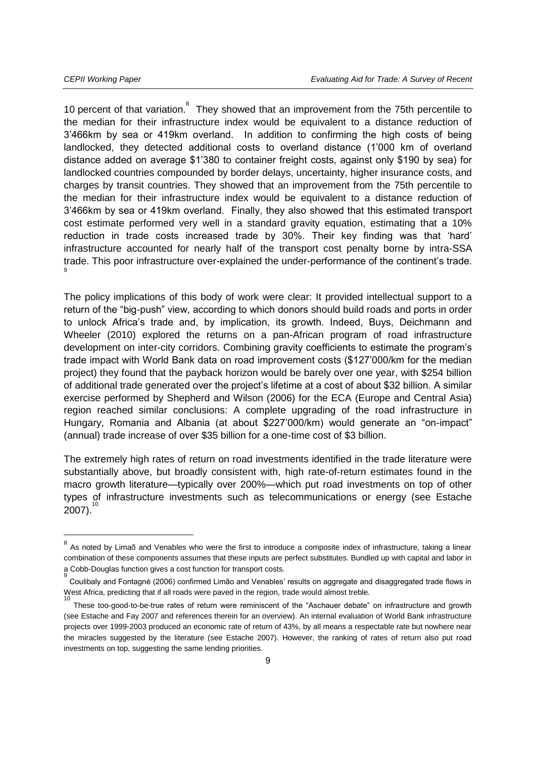10 percent of that variation.[8] They showed that an improvement from the 75th percentile to the median for their infrastructure index would be equivalent to a distance reduction of 3'466km by sea or 419km overland. In addition to confirming the high costs of being landlocked, they detected additional costs to overland distance (1'000 km of overland distance added on average $1'380 to container freight costs, against only $190 by sea) for landlocked countries compounded by border delays, uncertainty, higher insurance costs, and charges by transit countries. They showed that an improvement from the 75th percentile to the median for their infrastructure index would be equivalent to a distance reduction of 3'466km by sea or 419km overland. Finally, they also showed that this estimated transport cost estimate performed very well in a standard gravity equation, estimating that a 10% reduction in trade costs increased trade by 30%. Their key finding was that 'hard' infrastructure accounted for nearly half of the transport cost penalty borne by intra-SSA trade. This poor infrastructure over-explained the under-performance of the continent's trade.[9]

The policy implications of this body of work were clear: It provided intellectual support to a return of the "big-push" view, according to which donors should build roads and ports in order to unlock Africa's trade and, by implication, its growth. Indeed, Buys, Deichmann and Wheeler (2010) explored the returns on a pan-African program of road infrastructure development on inter-city corridors. Combining gravity coefficients to estimate the program's trade impact with World Bank data on road improvement costs ($127'000/km for the median project) they found that the payback horizon would be barely over one year, with $254 billion of additional trade generated over the project's lifetime at a cost of about $32 billion. A similar exercise performed by Shepherd and Wilson (2006) for the ECA (Europe and Central Asia) region reached similar conclusions: A complete upgrading of the road infrastructure in Hungary, Romania and Albania (at about $227'000/km) would generate an "on-impact" (annual) trade increase of over $35 billion for a one-time cost of $3 billion.

The extremely high rates of return on road investments identified in the trade literature were substantially above, but broadly consistent with, high rate-of-return estimates found in the macro growth literature—typically over 200%—which put road investments on top of other types of infrastructure investments such as telecommunications or energy (see Estache 2007).[10]

---

[8] As noted by Limaõ and Venables who were the first to introduce a composite index of infrastructure, taking a linear combination of these components assumes that these inputs are perfect substitutes. Bundled up with capital and labor in a Cobb-Douglas function gives a cost function for transport costs.

[9] Coulibaly and Fontagné (2006) confirmed Limão and Venables' results on aggregate and disaggregated trade flows in West Africa, predicting that if all roads were paved in the region, trade would almost treble.

[10] These too-good-to-be-true rates of return were reminiscent of the "Aschauer debate" on infrastructure and growth (see Estache and Fay 2007 and references therein for an overview). An internal evaluation of World Bank infrastructure projects over 1999-2003 produced an economic rate of return of 43%, by all means a respectable rate but nowhere near the miracles suggested by the literature (see Estache 2007). However, the ranking of rates of return also put road investments on top, suggesting the same lending priorities.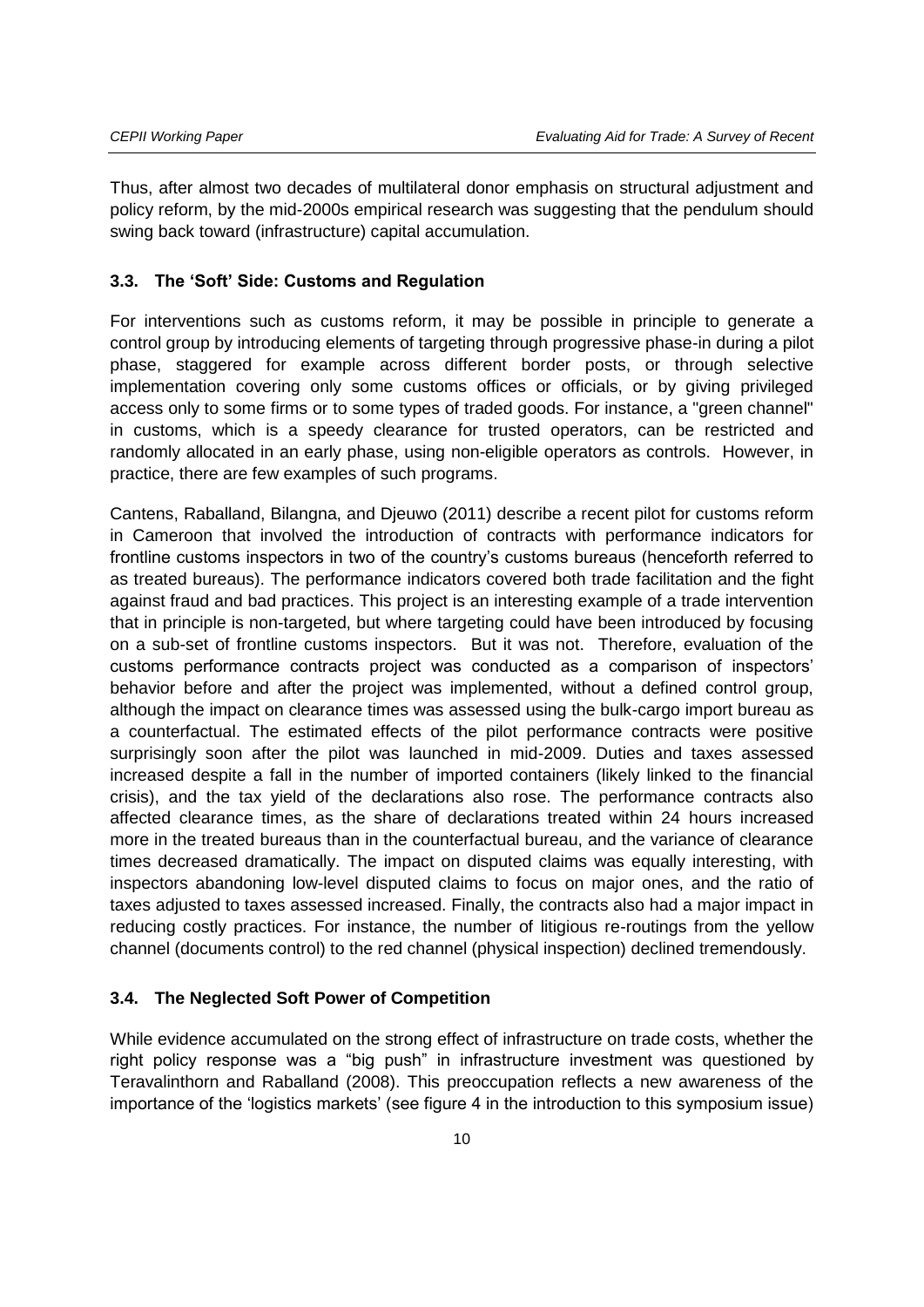Thus, after almost two decades of multilateral donor emphasis on structural adjustment and policy reform, by the mid-2000s empirical research was suggesting that the pendulum should swing back toward (infrastructure) capital accumulation.

### 3.3. The 'Soft' Side: Customs and Regulation

For interventions such as customs reform, it may be possible in principle to generate a control group by introducing elements of targeting through progressive phase-in during a pilot phase, staggered for example across different border posts, or through selective implementation covering only some customs offices or officials, or by giving privileged access only to some firms or to some types of traded goods. For instance, a "green channel" in customs, which is a speedy clearance for trusted operators, can be restricted and randomly allocated in an early phase, using non-eligible operators as controls. However, in practice, there are few examples of such programs.

Cantens, Raballand, Bilangna, and Djeuwo (2011) describe a recent pilot for customs reform in Cameroon that involved the introduction of contracts with performance indicators for frontline customs inspectors in two of the country's customs bureaus (henceforth referred to as treated bureaus). The performance indicators covered both trade facilitation and the fight against fraud and bad practices. This project is an interesting example of a trade intervention that in principle is non-targeted, but where targeting could have been introduced by focusing on a sub-set of frontline customs inspectors. But it was not. Therefore, evaluation of the customs performance contracts project was conducted as a comparison of inspectors' behavior before and after the project was implemented, without a defined control group, although the impact on clearance times was assessed using the bulk-cargo import bureau as a counterfactual. The estimated effects of the pilot performance contracts were positive surprisingly soon after the pilot was launched in mid-2009. Duties and taxes assessed increased despite a fall in the number of imported containers (likely linked to the financial crisis), and the tax yield of the declarations also rose. The performance contracts also affected clearance times, as the share of declarations treated within 24 hours increased more in the treated bureaus than in the counterfactual bureau, and the variance of clearance times decreased dramatically. The impact on disputed claims was equally interesting, with inspectors abandoning low-level disputed claims to focus on major ones, and the ratio of taxes adjusted to taxes assessed increased. Finally, the contracts also had a major impact in reducing costly practices. For instance, the number of litigious re-routings from the yellow channel (documents control) to the red channel (physical inspection) declined tremendously.

### 3.4. The Neglected Soft Power of Competition

While evidence accumulated on the strong effect of infrastructure on trade costs, whether the right policy response was a "big push" in infrastructure investment was questioned by Teravalinthorn and Raballand (2008). This preoccupation reflects a new awareness of the importance of the 'logistics markets' (see figure 4 in the introduction to this symposium issue)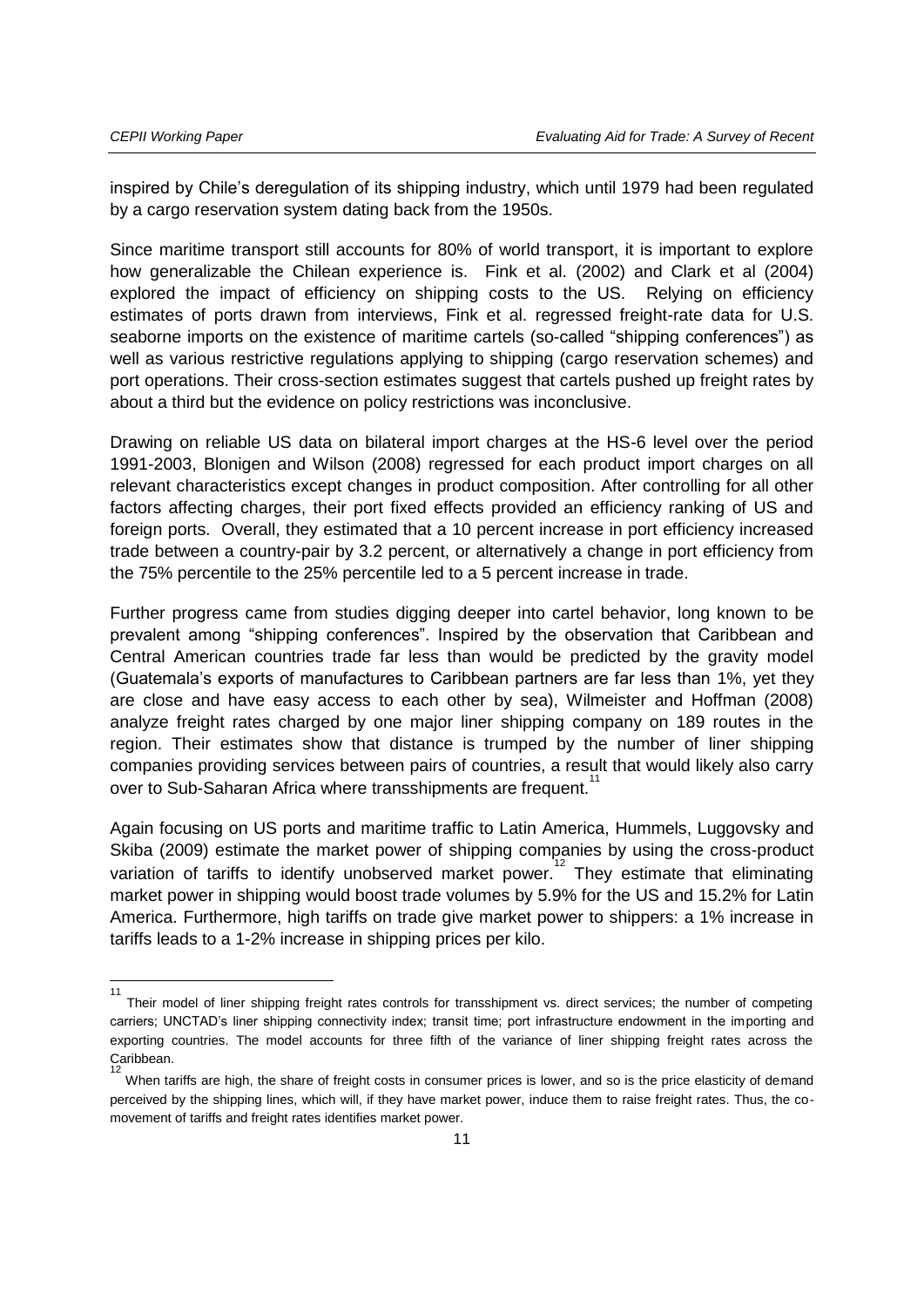inspired by Chile's deregulation of its shipping industry, which until 1979 had been regulated by a cargo reservation system dating back from the 1950s.

Since maritime transport still accounts for 80% of world transport, it is important to explore how generalizable the Chilean experience is. Fink et al. (2002) and Clark et al (2004) explored the impact of efficiency on shipping costs to the US. Relying on efficiency estimates of ports drawn from interviews, Fink et al. regressed freight-rate data for U.S. seaborne imports on the existence of maritime cartels (so-called "shipping conferences") as well as various restrictive regulations applying to shipping (cargo reservation schemes) and port operations. Their cross-section estimates suggest that cartels pushed up freight rates by about a third but the evidence on policy restrictions was inconclusive.

Drawing on reliable US data on bilateral import charges at the HS-6 level over the period 1991-2003, Blonigen and Wilson (2008) regressed for each product import charges on all relevant characteristics except changes in product composition. After controlling for all other factors affecting charges, their port fixed effects provided an efficiency ranking of US and foreign ports. Overall, they estimated that a 10 percent increase in port efficiency increased trade between a country-pair by 3.2 percent, or alternatively a change in port efficiency from the 75% percentile to the 25% percentile led to a 5 percent increase in trade.

Further progress came from studies digging deeper into cartel behavior, long known to be prevalent among "shipping conferences". Inspired by the observation that Caribbean and Central American countries trade far less than would be predicted by the gravity model (Guatemala's exports of manufactures to Caribbean partners are far less than 1%, yet they are close and have easy access to each other by sea), Wilmeister and Hoffman (2008) analyze freight rates charged by one major liner shipping company on 189 routes in the region. Their estimates show that distance is trumped by the number of liner shipping companies providing services between pairs of countries, a result that would likely also carry over to Sub-Saharan Africa where transshipments are frequent.[11]

Again focusing on US ports and maritime traffic to Latin America, Hummels, Luggovsky and Skiba (2009) estimate the market power of shipping companies by using the cross-product variation of tariffs to identify unobserved market power.[12] They estimate that eliminating market power in shipping would boost trade volumes by 5.9% for the US and 15.2% for Latin America. Furthermore, high tariffs on trade give market power to shippers: a 1% increase in tariffs leads to a 1-2% increase in shipping prices per kilo.

---

[11] Their model of liner shipping freight rates controls for transshipment vs. direct services; the number of competing carriers; UNCTAD's liner shipping connectivity index; transit time; port infrastructure endowment in the importing and exporting countries. The model accounts for three fifth of the variance of liner shipping freight rates across the Caribbean.

[12] When tariffs are high, the share of freight costs in consumer prices is lower, and so is the price elasticity of demand perceived by the shipping lines, which will, if they have market power, induce them to raise freight rates. Thus, the co-movement of tariffs and freight rates identifies market power.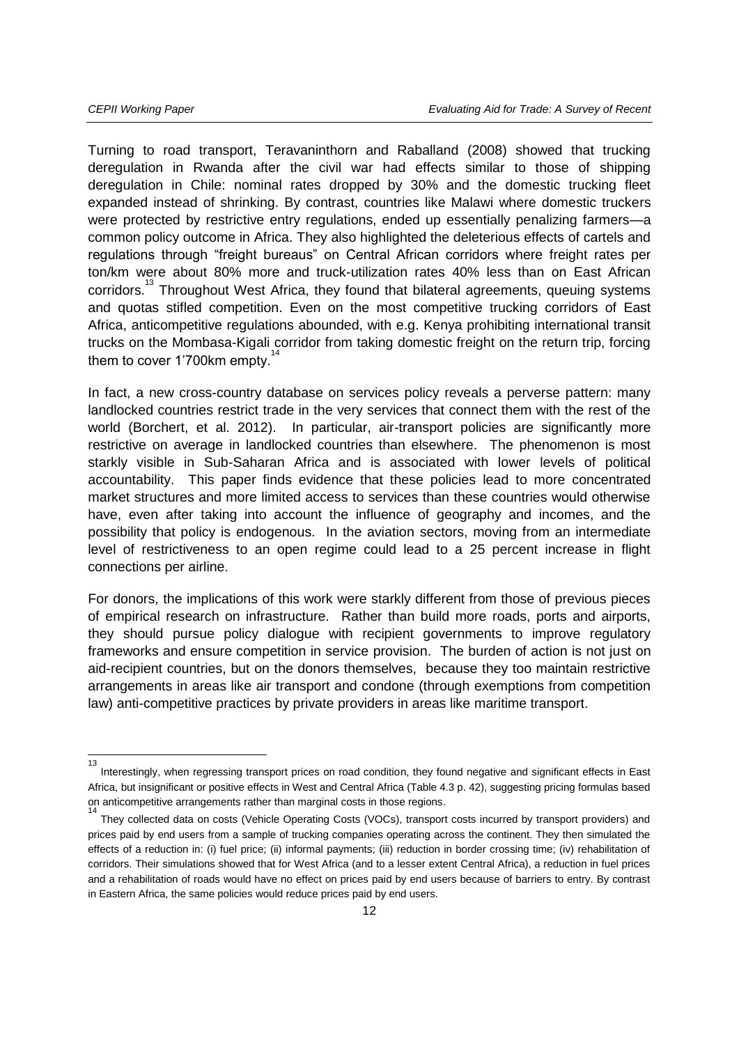Turning to road transport, Teravaninthorn and Raballand (2008) showed that trucking deregulation in Rwanda after the civil war had effects similar to those of shipping deregulation in Chile: nominal rates dropped by 30% and the domestic trucking fleet expanded instead of shrinking. By contrast, countries like Malawi where domestic truckers were protected by restrictive entry regulations, ended up essentially penalizing farmers—a common policy outcome in Africa. They also highlighted the deleterious effects of cartels and regulations through "freight bureaus" on Central African corridors where freight rates per ton/km were about 80% more and truck-utilization rates 40% less than on East African corridors.[13] Throughout West Africa, they found that bilateral agreements, queuing systems and quotas stifled competition. Even on the most competitive trucking corridors of East Africa, anticompetitive regulations abounded, with e.g. Kenya prohibiting international transit trucks on the Mombasa-Kigali corridor from taking domestic freight on the return trip, forcing them to cover 1'700km empty.[14]

In fact, a new cross-country database on services policy reveals a perverse pattern: many landlocked countries restrict trade in the very services that connect them with the rest of the world (Borchert, et al. 2012). In particular, air-transport policies are significantly more restrictive on average in landlocked countries than elsewhere. The phenomenon is most starkly visible in Sub-Saharan Africa and is associated with lower levels of political accountability. This paper finds evidence that these policies lead to more concentrated market structures and more limited access to services than these countries would otherwise have, even after taking into account the influence of geography and incomes, and the possibility that policy is endogenous. In the aviation sectors, moving from an intermediate level of restrictiveness to an open regime could lead to a 25 percent increase in flight connections per airline.

For donors, the implications of this work were starkly different from those of previous pieces of empirical research on infrastructure. Rather than build more roads, ports and airports, they should pursue policy dialogue with recipient governments to improve regulatory frameworks and ensure competition in service provision. The burden of action is not just on aid-recipient countries, but on the donors themselves, because they too maintain restrictive arrangements in areas like air transport and condone (through exemptions from competition law) anti-competitive practices by private providers in areas like maritime transport.

---

[13] Interestingly, when regressing transport prices on road condition, they found negative and significant effects in East Africa, but insignificant or positive effects in West and Central Africa (Table 4.3 p. 42), suggesting pricing formulas based on anticompetitive arrangements rather than marginal costs in those regions.

[14] They collected data on costs (Vehicle Operating Costs (VOCs), transport costs incurred by transport providers) and prices paid by end users from a sample of trucking companies operating across the continent. They then simulated the effects of a reduction in: (i) fuel price; (ii) informal payments; (iii) reduction in border crossing time; (iv) rehabilitation of corridors. Their simulations showed that for West Africa (and to a lesser extent Central Africa), a reduction in fuel prices and a rehabilitation of roads would have no effect on prices paid by end users because of barriers to entry. By contrast in Eastern Africa, the same policies would reduce prices paid by end users.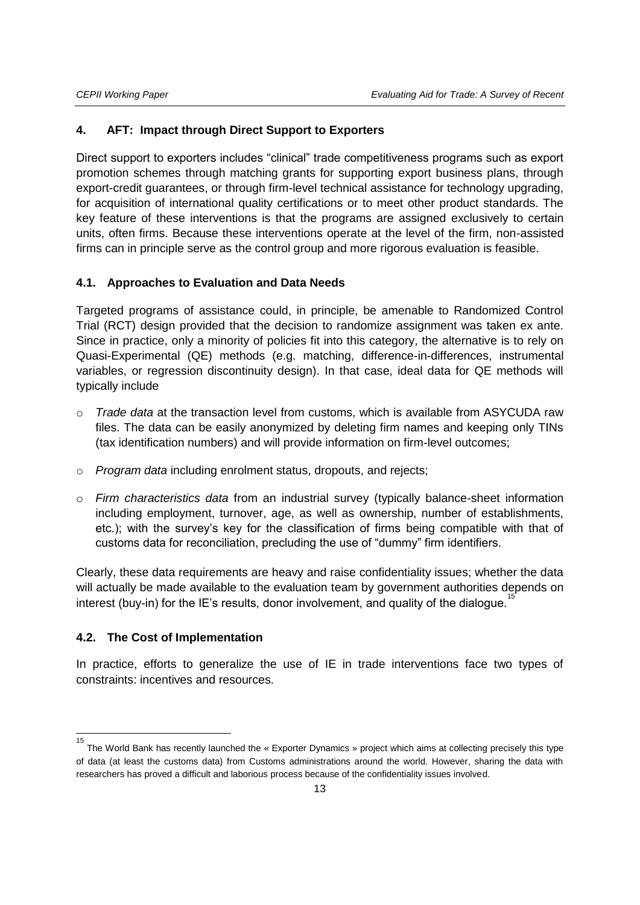## 4. AFT: Impact through Direct Support to Exporters

Direct support to exporters includes "clinical" trade competitiveness programs such as export promotion schemes through matching grants for supporting export business plans, through export-credit guarantees, or through firm-level technical assistance for technology upgrading, for acquisition of international quality certifications or to meet other product standards. The key feature of these interventions is that the programs are assigned exclusively to certain units, often firms. Because these interventions operate at the level of the firm, non-assisted firms can in principle serve as the control group and more rigorous evaluation is feasible.

### 4.1. Approaches to Evaluation and Data Needs

Targeted programs of assistance could, in principle, be amenable to Randomized Control Trial (RCT) design provided that the decision to randomize assignment was taken ex ante. Since in practice, only a minority of policies fit into this category, the alternative is to rely on Quasi-Experimental (QE) methods (e.g. matching, difference-in-differences, instrumental variables, or regression discontinuity design). In that case, ideal data for QE methods will typically include

- *Trade data* at the transaction level from customs, which is available from ASYCUDA raw files. The data can be easily anonymized by deleting firm names and keeping only TINs (tax identification numbers) and will provide information on firm-level outcomes;
- *Program data* including enrolment status, dropouts, and rejects;
- *Firm characteristics data* from an industrial survey (typically balance-sheet information including employment, turnover, age, as well as ownership, number of establishments, etc.); with the survey's key for the classification of firms being compatible with that of customs data for reconciliation, precluding the use of "dummy" firm identifiers.

Clearly, these data requirements are heavy and raise confidentiality issues; whether the data will actually be made available to the evaluation team by government authorities depends on interest (buy-in) for the IE's results, donor involvement, and quality of the dialogue.[15]

### 4.2. The Cost of Implementation

In practice, efforts to generalize the use of IE in trade interventions face two types of constraints: incentives and resources.

[15] The World Bank has recently launched the « Exporter Dynamics » project which aims at collecting precisely this type of data (at least the customs data) from Customs administrations around the world. However, sharing the data with researchers has proved a difficult and laborious process because of the confidentiality issues involved.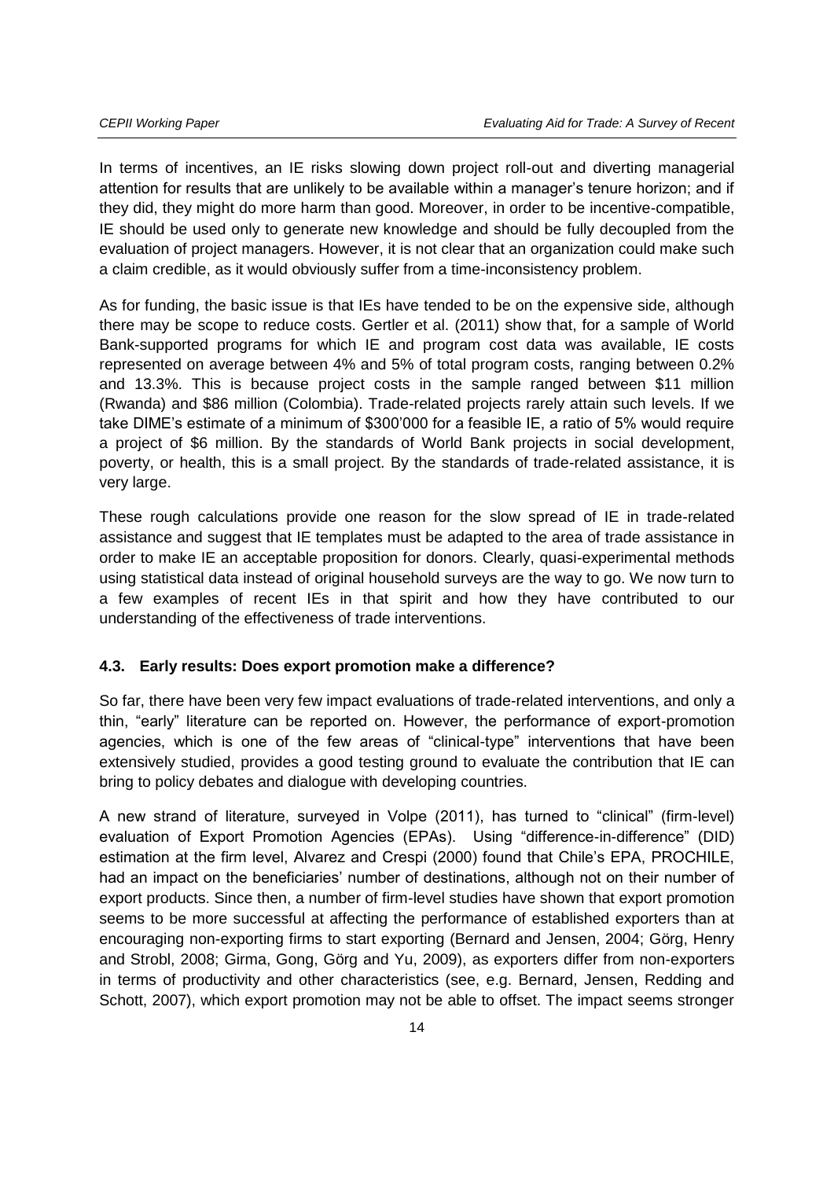In terms of incentives, an IE risks slowing down project roll-out and diverting managerial attention for results that are unlikely to be available within a manager's tenure horizon; and if they did, they might do more harm than good. Moreover, in order to be incentive-compatible, IE should be used only to generate new knowledge and should be fully decoupled from the evaluation of project managers. However, it is not clear that an organization could make such a claim credible, as it would obviously suffer from a time-inconsistency problem.

As for funding, the basic issue is that IEs have tended to be on the expensive side, although there may be scope to reduce costs. Gertler et al. (2011) show that, for a sample of World Bank-supported programs for which IE and program cost data was available, IE costs represented on average between 4% and 5% of total program costs, ranging between 0.2% and 13.3%. This is because project costs in the sample ranged between \$11 million (Rwanda) and \$86 million (Colombia). Trade-related projects rarely attain such levels. If we take DIME's estimate of a minimum of \$300'000 for a feasible IE, a ratio of 5% would require a project of \$6 million. By the standards of World Bank projects in social development, poverty, or health, this is a small project. By the standards of trade-related assistance, it is very large.

These rough calculations provide one reason for the slow spread of IE in trade-related assistance and suggest that IE templates must be adapted to the area of trade assistance in order to make IE an acceptable proposition for donors. Clearly, quasi-experimental methods using statistical data instead of original household surveys are the way to go. We now turn to a few examples of recent IEs in that spirit and how they have contributed to our understanding of the effectiveness of trade interventions.

### 4.3. Early results: Does export promotion make a difference?

So far, there have been very few impact evaluations of trade-related interventions, and only a thin, "early" literature can be reported on. However, the performance of export-promotion agencies, which is one of the few areas of "clinical-type" interventions that have been extensively studied, provides a good testing ground to evaluate the contribution that IE can bring to policy debates and dialogue with developing countries.

A new strand of literature, surveyed in Volpe (2011), has turned to "clinical" (firm-level) evaluation of Export Promotion Agencies (EPAs). Using "difference-in-difference" (DID) estimation at the firm level, Alvarez and Crespi (2000) found that Chile's EPA, PROCHILE, had an impact on the beneficiaries' number of destinations, although not on their number of export products. Since then, a number of firm-level studies have shown that export promotion seems to be more successful at affecting the performance of established exporters than at encouraging non-exporting firms to start exporting (Bernard and Jensen, 2004; Görg, Henry and Strobl, 2008; Girma, Gong, Görg and Yu, 2009), as exporters differ from non-exporters in terms of productivity and other characteristics (see, e.g. Bernard, Jensen, Redding and Schott, 2007), which export promotion may not be able to offset. The impact seems stronger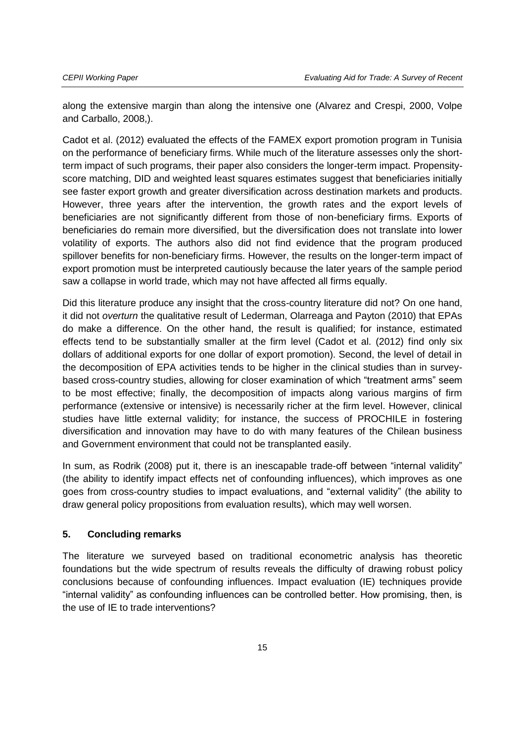along the extensive margin than along the intensive one (Alvarez and Crespi, 2000, Volpe and Carballo, 2008,).

Cadot et al. (2012) evaluated the effects of the FAMEX export promotion program in Tunisia on the performance of beneficiary firms. While much of the literature assesses only the short-term impact of such programs, their paper also considers the longer-term impact. Propensity-score matching, DID and weighted least squares estimates suggest that beneficiaries initially see faster export growth and greater diversification across destination markets and products. However, three years after the intervention, the growth rates and the export levels of beneficiaries are not significantly different from those of non-beneficiary firms. Exports of beneficiaries do remain more diversified, but the diversification does not translate into lower volatility of exports. The authors also did not find evidence that the program produced spillover benefits for non-beneficiary firms. However, the results on the longer-term impact of export promotion must be interpreted cautiously because the later years of the sample period saw a collapse in world trade, which may not have affected all firms equally.

Did this literature produce any insight that the cross-country literature did not? On one hand, it did not *overturn* the qualitative result of Lederman, Olarreaga and Payton (2010) that EPAs do make a difference. On the other hand, the result is qualified; for instance, estimated effects tend to be substantially smaller at the firm level (Cadot et al. (2012) find only six dollars of additional exports for one dollar of export promotion). Second, the level of detail in the decomposition of EPA activities tends to be higher in the clinical studies than in survey-based cross-country studies, allowing for closer examination of which "treatment arms" seem to be most effective; finally, the decomposition of impacts along various margins of firm performance (extensive or intensive) is necessarily richer at the firm level. However, clinical studies have little external validity; for instance, the success of PROCHILE in fostering diversification and innovation may have to do with many features of the Chilean business and Government environment that could not be transplanted easily.

In sum, as Rodrik (2008) put it, there is an inescapable trade-off between "internal validity" (the ability to identify impact effects net of confounding influences), which improves as one goes from cross-country studies to impact evaluations, and "external validity" (the ability to draw general policy propositions from evaluation results), which may well worsen.

## 5. Concluding remarks

The literature we surveyed based on traditional econometric analysis has theoretic foundations but the wide spectrum of results reveals the difficulty of drawing robust policy conclusions because of confounding influences. Impact evaluation (IE) techniques provide "internal validity" as confounding influences can be controlled better. How promising, then, is the use of IE to trade interventions?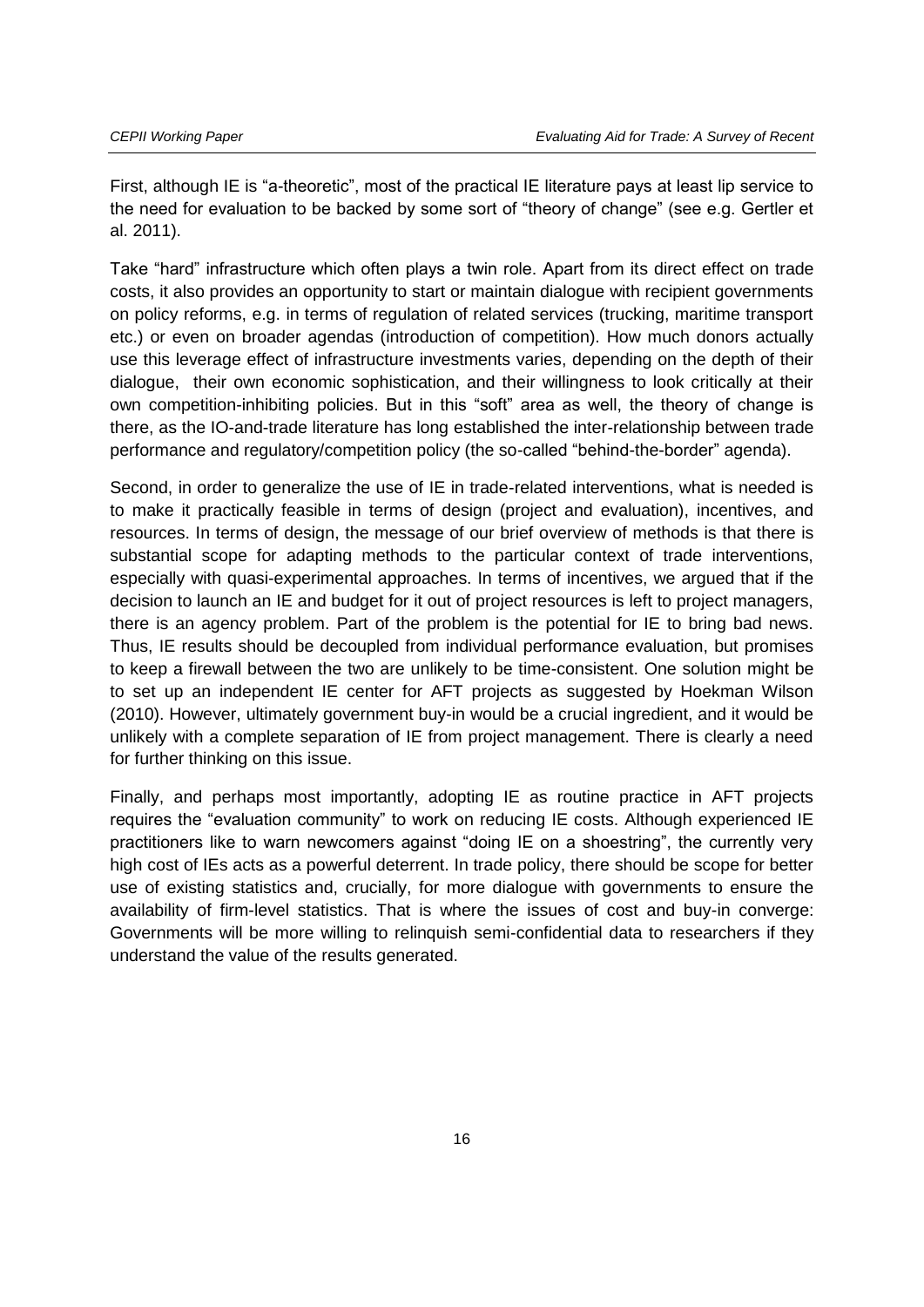First, although IE is "a-theoretic", most of the practical IE literature pays at least lip service to the need for evaluation to be backed by some sort of "theory of change" (see e.g. Gertler et al. 2011).

Take "hard" infrastructure which often plays a twin role. Apart from its direct effect on trade costs, it also provides an opportunity to start or maintain dialogue with recipient governments on policy reforms, e.g. in terms of regulation of related services (trucking, maritime transport etc.) or even on broader agendas (introduction of competition). How much donors actually use this leverage effect of infrastructure investments varies, depending on the depth of their dialogue, their own economic sophistication, and their willingness to look critically at their own competition-inhibiting policies. But in this "soft" area as well, the theory of change is there, as the IO-and-trade literature has long established the inter-relationship between trade performance and regulatory/competition policy (the so-called "behind-the-border" agenda).

Second, in order to generalize the use of IE in trade-related interventions, what is needed is to make it practically feasible in terms of design (project and evaluation), incentives, and resources. In terms of design, the message of our brief overview of methods is that there is substantial scope for adapting methods to the particular context of trade interventions, especially with quasi-experimental approaches. In terms of incentives, we argued that if the decision to launch an IE and budget for it out of project resources is left to project managers, there is an agency problem. Part of the problem is the potential for IE to bring bad news. Thus, IE results should be decoupled from individual performance evaluation, but promises to keep a firewall between the two are unlikely to be time-consistent. One solution might be to set up an independent IE center for AFT projects as suggested by Hoekman Wilson (2010). However, ultimately government buy-in would be a crucial ingredient, and it would be unlikely with a complete separation of IE from project management. There is clearly a need for further thinking on this issue.

Finally, and perhaps most importantly, adopting IE as routine practice in AFT projects requires the "evaluation community" to work on reducing IE costs. Although experienced IE practitioners like to warn newcomers against "doing IE on a shoestring", the currently very high cost of IEs acts as a powerful deterrent. In trade policy, there should be scope for better use of existing statistics and, crucially, for more dialogue with governments to ensure the availability of firm-level statistics. That is where the issues of cost and buy-in converge: Governments will be more willing to relinquish semi-confidential data to researchers if they understand the value of the results generated.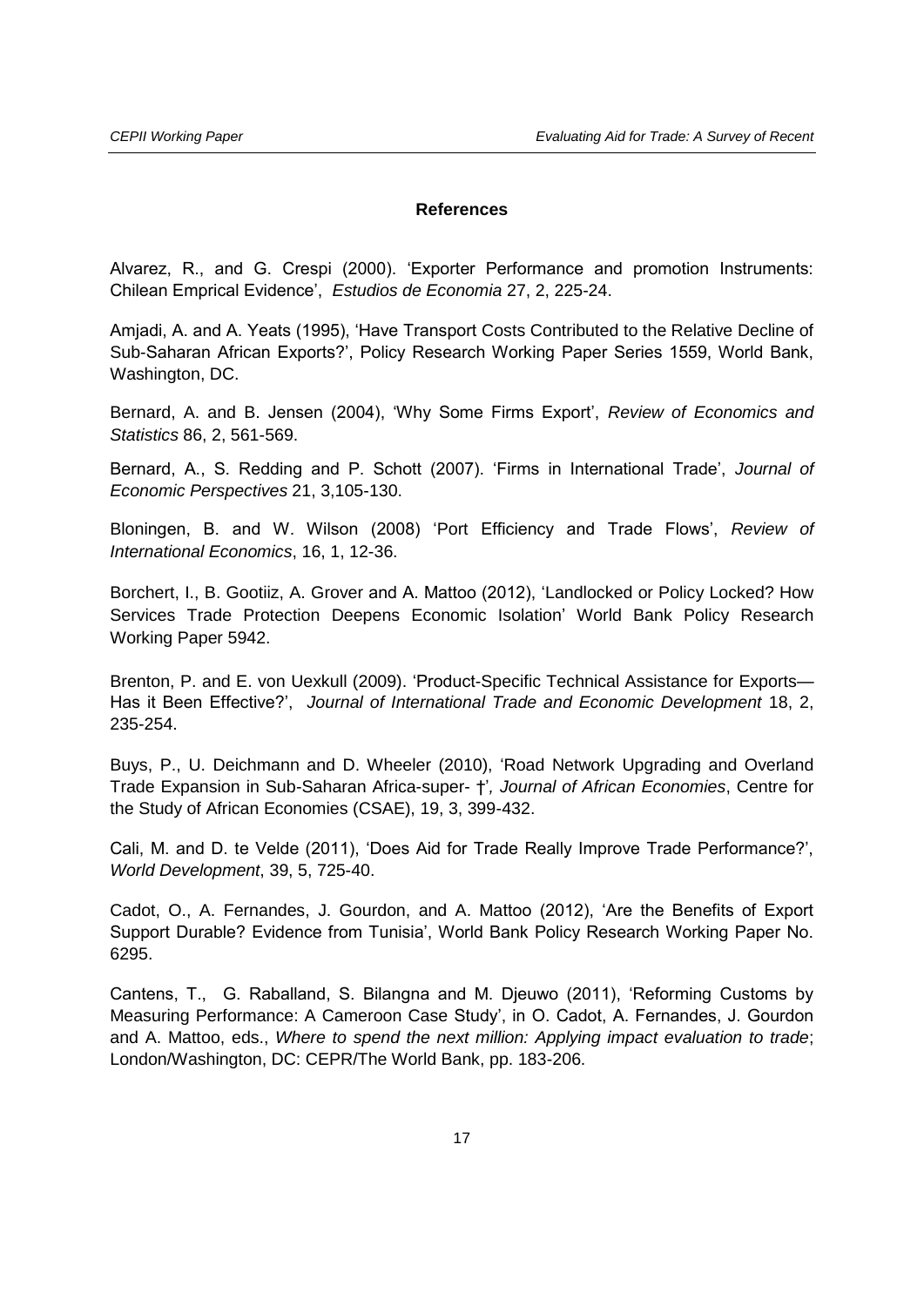## References

Alvarez, R., and G. Crespi (2000). 'Exporter Performance and promotion Instruments: Chilean Emprical Evidence', *Estudios de Economia* 27, 2, 225-24.

Amjadi, A. and A. Yeats (1995), 'Have Transport Costs Contributed to the Relative Decline of Sub-Saharan African Exports?', Policy Research Working Paper Series 1559, World Bank, Washington, DC.

Bernard, A. and B. Jensen (2004), 'Why Some Firms Export', *Review of Economics and Statistics* 86, 2, 561-569.

Bernard, A., S. Redding and P. Schott (2007). 'Firms in International Trade', *Journal of Economic Perspectives* 21, 3,105-130.

Bloningen, B. and W. Wilson (2008) 'Port Efficiency and Trade Flows', *Review of International Economics*, 16, 1, 12-36.

Borchert, I., B. Gootiiz, A. Grover and A. Mattoo (2012), 'Landlocked or Policy Locked? How Services Trade Protection Deepens Economic Isolation' World Bank Policy Research Working Paper 5942.

Brenton, P. and E. von Uexkull (2009). 'Product-Specific Technical Assistance for Exports—Has it Been Effective?', *Journal of International Trade and Economic Development* 18, 2, 235-254.

Buys, P., U. Deichmann and D. Wheeler (2010), 'Road Network Upgrading and Overland Trade Expansion in Sub-Saharan Africa-super- †', *Journal of African Economies*, Centre for the Study of African Economies (CSAE), 19, 3, 399-432.

Cali, M. and D. te Velde (2011), 'Does Aid for Trade Really Improve Trade Performance?', *World Development*, 39, 5, 725-40.

Cadot, O., A. Fernandes, J. Gourdon, and A. Mattoo (2012), 'Are the Benefits of Export Support Durable? Evidence from Tunisia', World Bank Policy Research Working Paper No. 6295.

Cantens, T., G. Raballand, S. Bilangna and M. Djeuwo (2011), 'Reforming Customs by Measuring Performance: A Cameroon Case Study', in O. Cadot, A. Fernandes, J. Gourdon and A. Mattoo, eds., *Where to spend the next million: Applying impact evaluation to trade*; London/Washington, DC: CEPR/The World Bank, pp. 183-206.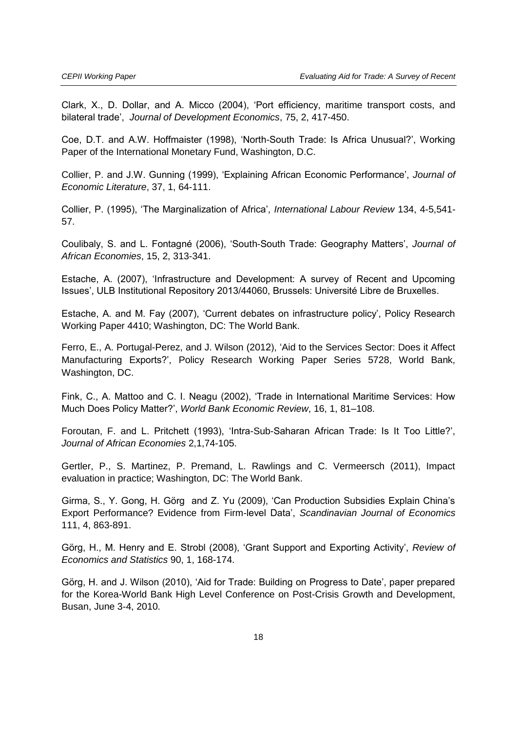Clark, X., D. Dollar, and A. Micco (2004), 'Port efficiency, maritime transport costs, and bilateral trade', *Journal of Development Economics*, 75, 2, 417-450.

Coe, D.T. and A.W. Hoffmaister (1998), 'North-South Trade: Is Africa Unusual?', Working Paper of the International Monetary Fund, Washington, D.C.

Collier, P. and J.W. Gunning (1999), 'Explaining African Economic Performance', *Journal of Economic Literature*, 37, 1, 64-111.

Collier, P. (1995), 'The Marginalization of Africa', *International Labour Review* 134, 4-5,541-57.

Coulibaly, S. and L. Fontagné (2006), 'South-South Trade: Geography Matters', *Journal of African Economies*, 15, 2, 313-341.

Estache, A. (2007), 'Infrastructure and Development: A survey of Recent and Upcoming Issues', ULB Institutional Repository 2013/44060, Brussels: Université Libre de Bruxelles.

Estache, A. and M. Fay (2007), 'Current debates on infrastructure policy', Policy Research Working Paper 4410; Washington, DC: The World Bank.

Ferro, E., A. Portugal-Perez, and J. Wilson (2012), 'Aid to the Services Sector: Does it Affect Manufacturing Exports?', Policy Research Working Paper Series 5728, World Bank, Washington, DC.

Fink, C., A. Mattoo and C. I. Neagu (2002), 'Trade in International Maritime Services: How Much Does Policy Matter?', *World Bank Economic Review*, 16, 1, 81–108.

Foroutan, F. and L. Pritchett (1993), 'Intra-Sub-Saharan African Trade: Is It Too Little?', *Journal of African Economies* 2,1,74-105.

Gertler, P., S. Martinez, P. Premand, L. Rawlings and C. Vermeersch (2011), Impact evaluation in practice; Washington, DC: The World Bank.

Girma, S., Y. Gong, H. Görg and Z. Yu (2009), 'Can Production Subsidies Explain China's Export Performance? Evidence from Firm-level Data', *Scandinavian Journal of Economics* 111, 4, 863-891.

Görg, H., M. Henry and E. Strobl (2008), 'Grant Support and Exporting Activity', *Review of Economics and Statistics* 90, 1, 168-174.

Görg, H. and J. Wilson (2010), 'Aid for Trade: Building on Progress to Date', paper prepared for the Korea-World Bank High Level Conference on Post-Crisis Growth and Development, Busan, June 3-4, 2010.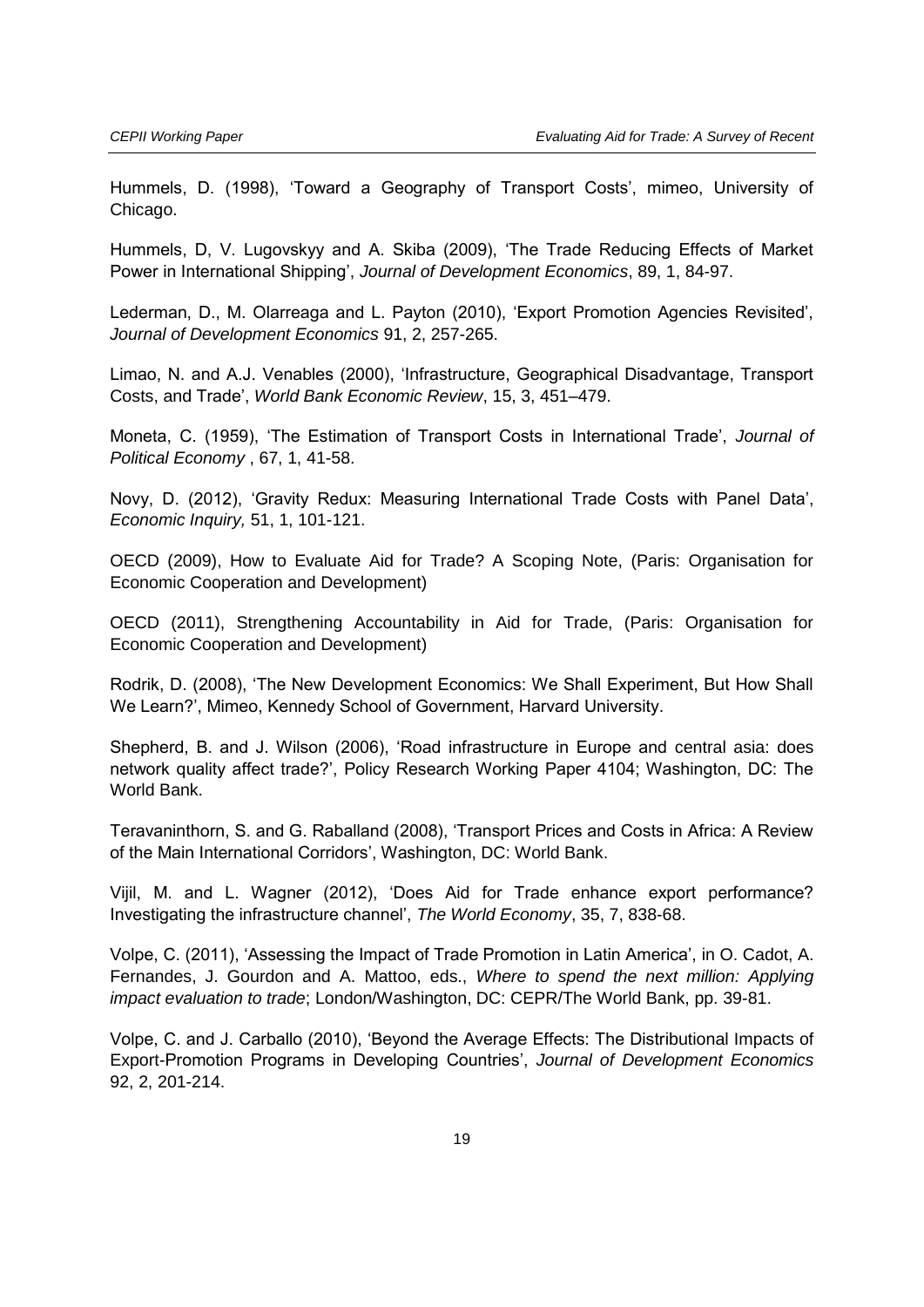Hummels, D. (1998), 'Toward a Geography of Transport Costs', mimeo, University of Chicago.

Hummels, D, V. Lugovskyy and A. Skiba (2009), 'The Trade Reducing Effects of Market Power in International Shipping', *Journal of Development Economics*, 89, 1, 84-97.

Lederman, D., M. Olarreaga and L. Payton (2010), 'Export Promotion Agencies Revisited', *Journal of Development Economics* 91, 2, 257-265.

Limao, N. and A.J. Venables (2000), 'Infrastructure, Geographical Disadvantage, Transport Costs, and Trade', *World Bank Economic Review*, 15, 3, 451–479.

Moneta, C. (1959), 'The Estimation of Transport Costs in International Trade', *Journal of Political Economy* , 67, 1, 41-58.

Novy, D. (2012), 'Gravity Redux: Measuring International Trade Costs with Panel Data', *Economic Inquiry,* 51, 1, 101-121.

OECD (2009), How to Evaluate Aid for Trade? A Scoping Note, (Paris: Organisation for Economic Cooperation and Development)

OECD (2011), Strengthening Accountability in Aid for Trade, (Paris: Organisation for Economic Cooperation and Development)

Rodrik, D. (2008), 'The New Development Economics: We Shall Experiment, But How Shall We Learn?', Mimeo, Kennedy School of Government, Harvard University.

Shepherd, B. and J. Wilson (2006), 'Road infrastructure in Europe and central asia: does network quality affect trade?', Policy Research Working Paper 4104; Washington, DC: The World Bank.

Teravaninthorn, S. and G. Raballand (2008), 'Transport Prices and Costs in Africa: A Review of the Main International Corridors', Washington, DC: World Bank.

Vijil, M. and L. Wagner (2012), 'Does Aid for Trade enhance export performance? Investigating the infrastructure channel', *The World Economy*, 35, 7, 838-68.

Volpe, C. (2011), 'Assessing the Impact of Trade Promotion in Latin America', in O. Cadot, A. Fernandes, J. Gourdon and A. Mattoo, eds., *Where to spend the next million: Applying impact evaluation to trade*; London/Washington, DC: CEPR/The World Bank, pp. 39-81.

Volpe, C. and J. Carballo (2010), 'Beyond the Average Effects: The Distributional Impacts of Export-Promotion Programs in Developing Countries', *Journal of Development Economics* 92, 2, 201-214.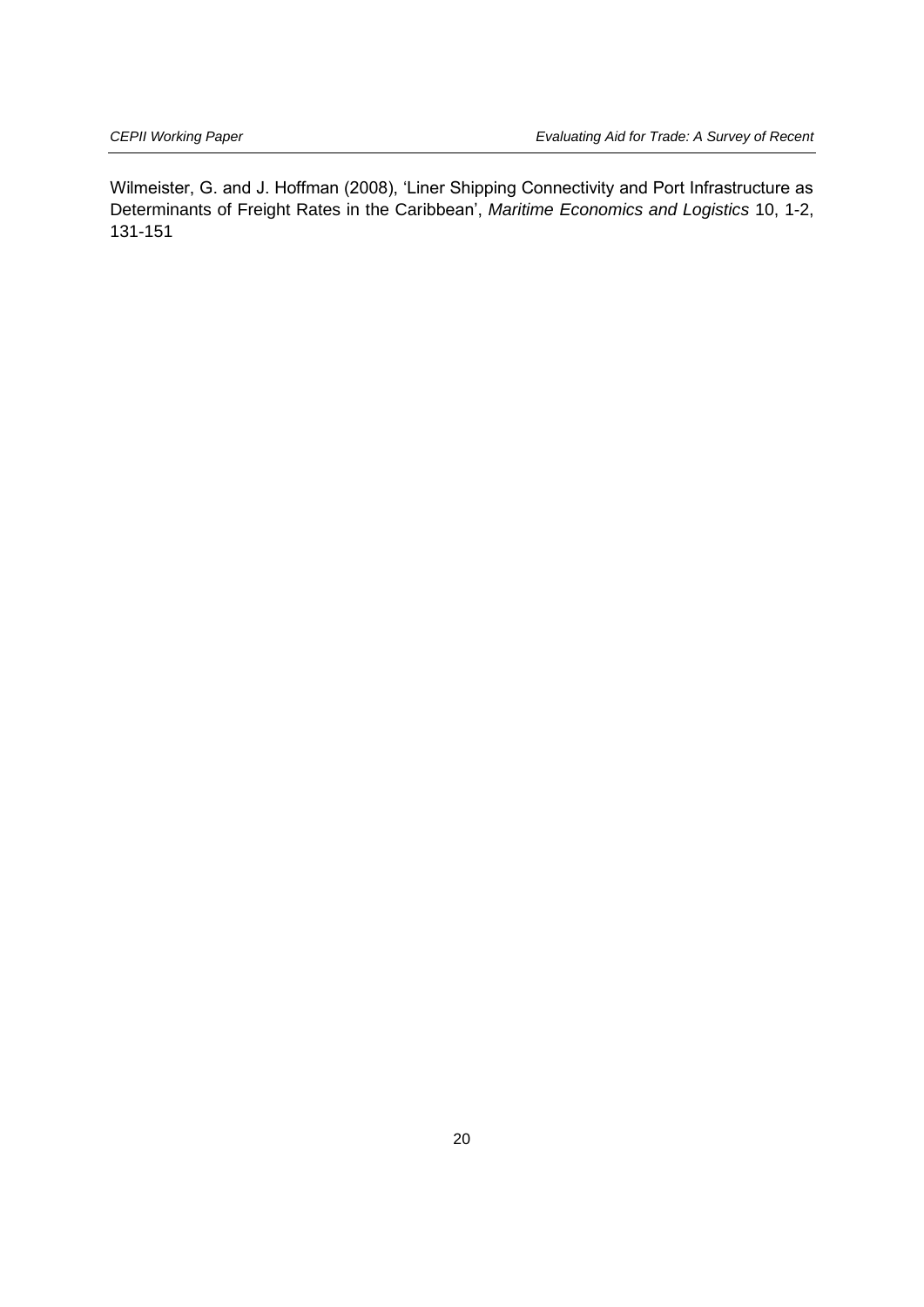Wilmeister, G. and J. Hoffman (2008), 'Liner Shipping Connectivity and Port Infrastructure as Determinants of Freight Rates in the Caribbean', *Maritime Economics and Logistics* 10, 1-2, 131-151